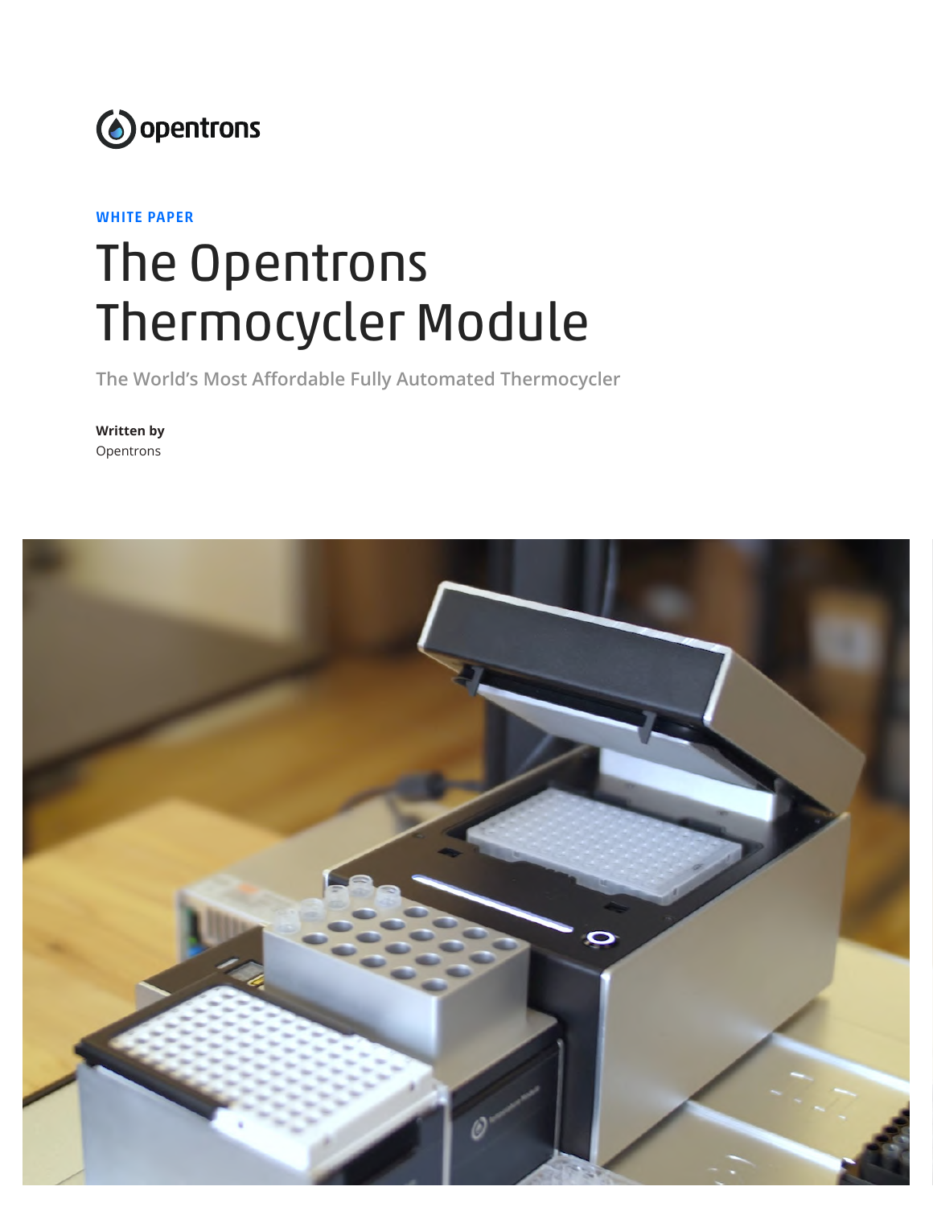opentrons

WHITE PAPER

# The Opentrons Thermocycler Module

The World's Most Affordable Fully Automated Thermocycler

**Written by**
Opentrons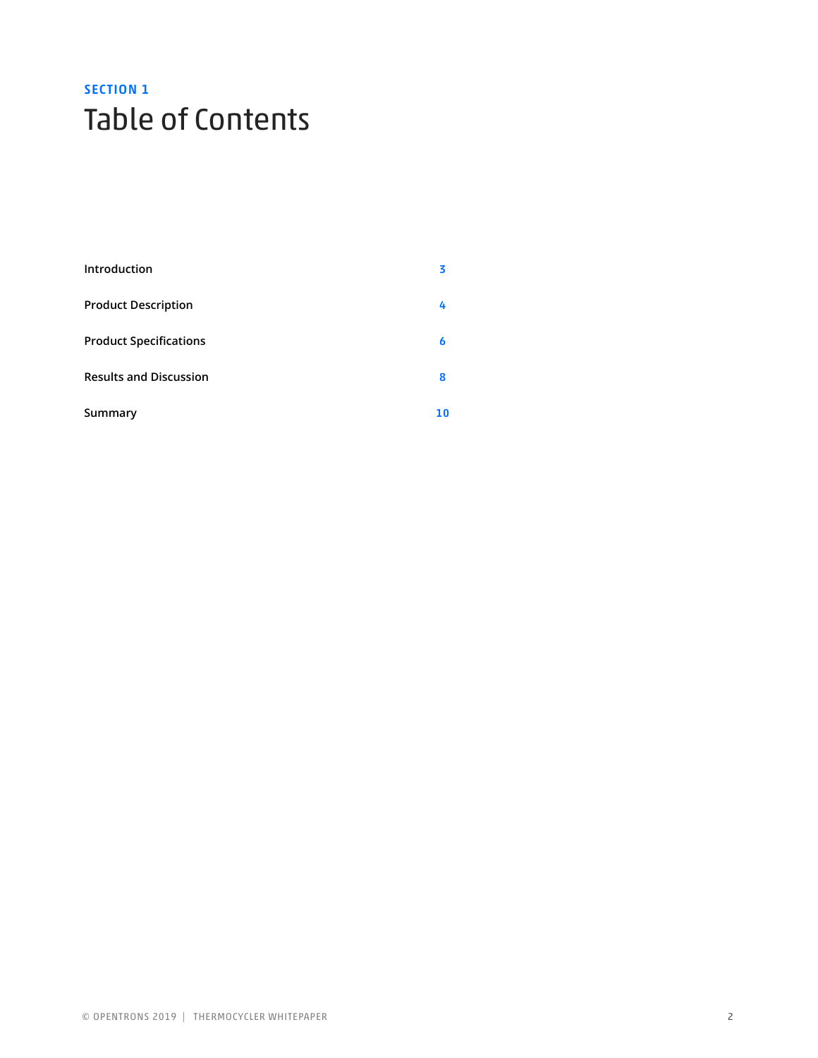SECTION 1

# Table of Contents

| | |
|---|---|
| Introduction | 3 |
| Product Description | 4 |
| Product Specifications | 6 |
| Results and Discussion | 8 |
| Summary | 10 |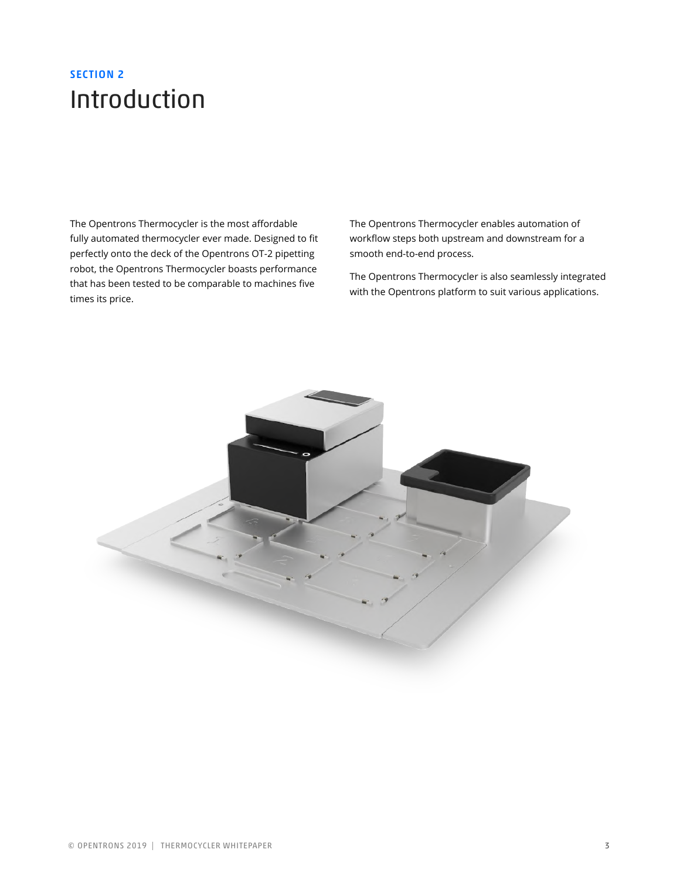**SECTION 2**

# Introduction

The Opentrons Thermocycler is the most affordable fully automated thermocycler ever made. Designed to fit perfectly onto the deck of the Opentrons OT-2 pipetting robot, the Opentrons Thermocycler boasts performance that has been tested to be comparable to machines five times its price.

The Opentrons Thermocycler enables automation of workflow steps both upstream and downstream for a smooth end-to-end process.

The Opentrons Thermocycler is also seamlessly integrated with the Opentrons platform to suit various applications.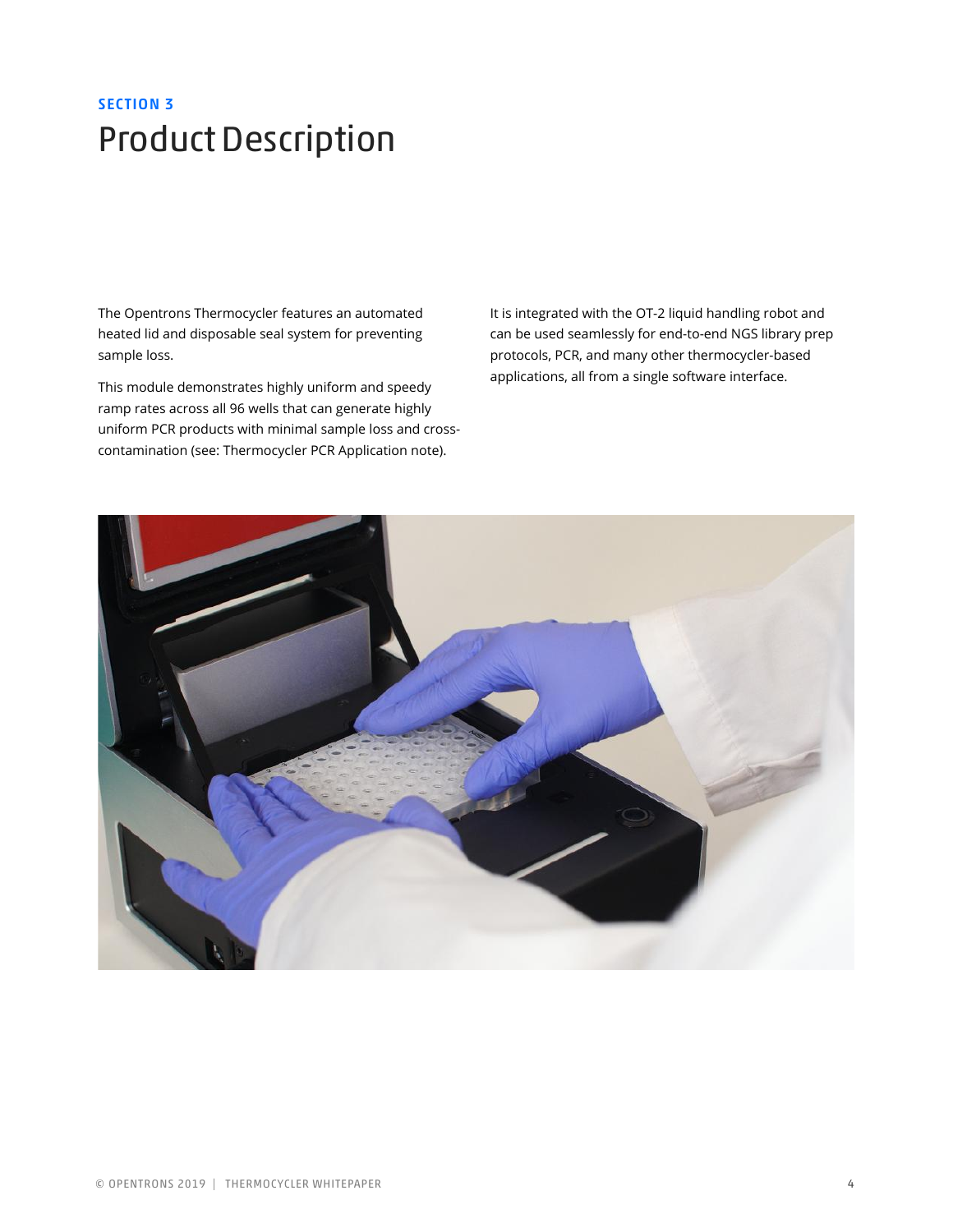**SECTION 3**

# Product Description

The Opentrons Thermocycler features an automated heated lid and disposable seal system for preventing sample loss.

This module demonstrates highly uniform and speedy ramp rates across all 96 wells that can generate highly uniform PCR products with minimal sample loss and cross-contamination (see: Thermocycler PCR Application note).

It is integrated with the OT-2 liquid handling robot and can be used seamlessly for end-to-end NGS library prep protocols, PCR, and many other thermocycler-based applications, all from a single software interface.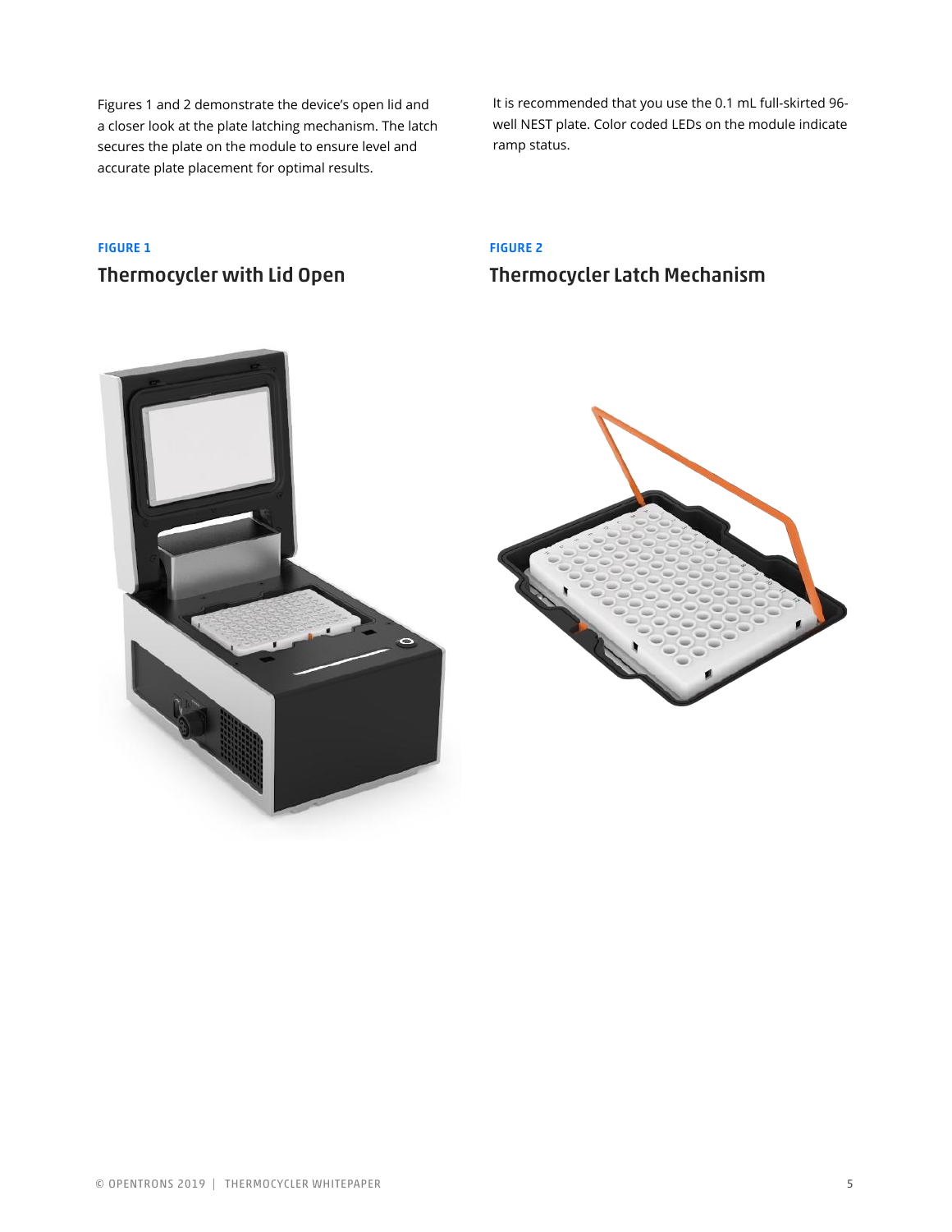Figures 1 and 2 demonstrate the device's open lid and a closer look at the plate latching mechanism. The latch secures the plate on the module to ensure level and accurate plate placement for optimal results.

It is recommended that you use the 0.1 mL full-skirted 96-well NEST plate. Color coded LEDs on the module indicate ramp status.

**FIGURE 1**

## Thermocycler with Lid Open

**FIGURE 2**

## Thermocycler Latch Mechanism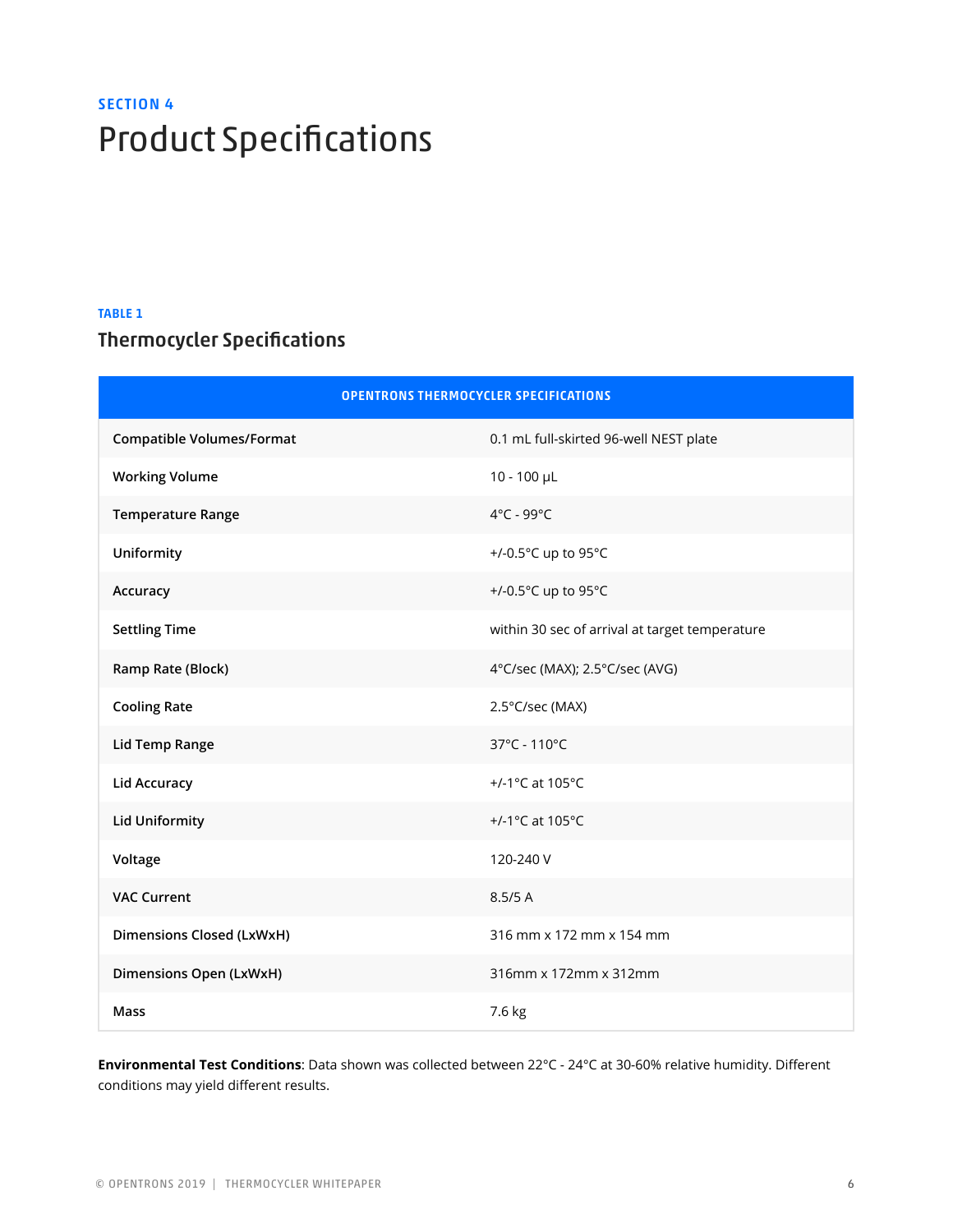SECTION 4

# Product Specifications

TABLE 1

## Thermocycler Specifications

| OPENTRONS THERMOCYCLER SPECIFICATIONS | |
|---|---|
| **Compatible Volumes/Format** | 0.1 mL full-skirted 96-well NEST plate |
| **Working Volume** | 10 - 100 µL |
| **Temperature Range** | 4°C - 99°C |
| **Uniformity** | +/-0.5°C up to 95°C |
| **Accuracy** | +/-0.5°C up to 95°C |
| **Settling Time** | within 30 sec of arrival at target temperature |
| **Ramp Rate (Block)** | 4°C/sec (MAX); 2.5°C/sec (AVG) |
| **Cooling Rate** | 2.5°C/sec (MAX) |
| **Lid Temp Range** | 37°C - 110°C |
| **Lid Accuracy** | +/-1°C at 105°C |
| **Lid Uniformity** | +/-1°C at 105°C |
| **Voltage** | 120-240 V |
| **VAC Current** | 8.5/5 A |
| **Dimensions Closed (LxWxH)** | 316 mm x 172 mm x 154 mm |
| **Dimensions Open (LxWxH)** | 316mm x 172mm x 312mm |
| **Mass** | 7.6 kg |

**Environmental Test Conditions**: Data shown was collected between 22°C - 24°C at 30-60% relative humidity. Different conditions may yield different results.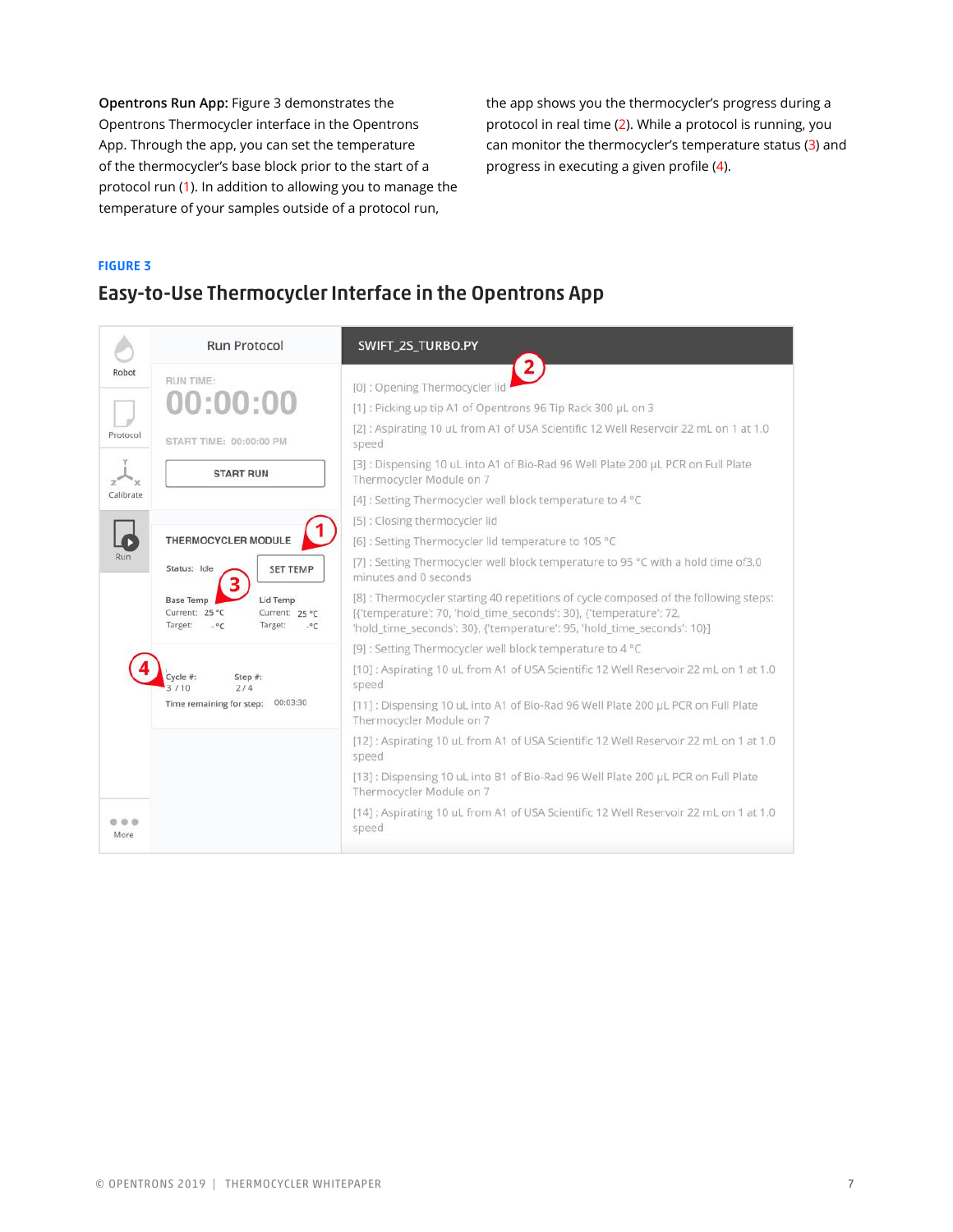**Opentrons Run App:** Figure 3 demonstrates the Opentrons Thermocycler interface in the Opentrons App. Through the app, you can set the temperature of the thermocycler's base block prior to the start of a protocol run (1). In addition to allowing you to manage the temperature of your samples outside of a protocol run, the app shows you the thermocycler's progress during a protocol in real time (2). While a protocol is running, you can monitor the thermocycler's temperature status (3) and progress in executing a given profile (4).

FIGURE 3

## Easy-to-Use Thermocycler Interface in the Opentrons App

Robot | Protocol | Calibrate | Run | More

Run Protocol

RUN TIME: 00:00:00

START TIME: 00:00:00 PM

START RUN

THERMOCYCLER MODULE

Status: Idle | SET TEMP

Base Temp — Current: 25 °C, Target: - °C

Lid Temp — Current: 25 °C, Target: - °C

Cycle #: 3 / 10 | Step #: 2 / 4

Time remaining for step: 00:03:30

SWIFT_2S_TURBO.PY

[0] : Opening Thermocycler lid

[1] : Picking up tip A1 of Opentrons 96 Tip Rack 300 µL on 3

[2] : Aspirating 10 uL from A1 of USA Scientific 12 Well Reservoir 22 mL on 1 at 1.0 speed

[3] : Dispensing 10 uL into A1 of Bio-Rad 96 Well Plate 200 µL PCR on Full Plate Thermocycler Module on 7

[4] : Setting Thermocycler well block temperature to 4 °C

[5] : Closing thermocycler lid

[6] : Setting Thermocycler lid temperature to 105 °C

[7] : Setting Thermocycler well block temperature to 95 °C with a hold time of3.0 minutes and 0 seconds

[8] : Thermocycler starting 40 repetitions of cycle composed of the following steps: [{'temperature': 70, 'hold_time_seconds': 30}, {'temperature': 72, 'hold_time_seconds': 30}, {'temperature': 95, 'hold_time_seconds': 10}]

[9] : Setting Thermocycler well block temperature to 4 °C

[10] : Aspirating 10 uL from A1 of USA Scientific 12 Well Reservoir 22 mL on 1 at 1.0 speed

[11] : Dispensing 10 uL into A1 of Bio-Rad 96 Well Plate 200 µL PCR on Full Plate Thermocycler Module on 7

[12] : Aspirating 10 uL from A1 of USA Scientific 12 Well Reservoir 22 mL on 1 at 1.0 speed

[13] : Dispensing 10 uL into B1 of Bio-Rad 96 Well Plate 200 µL PCR on Full Plate Thermocycler Module on 7

[14] : Aspirating 10 uL from A1 of USA Scientific 12 Well Reservoir 22 mL on 1 at 1.0 speed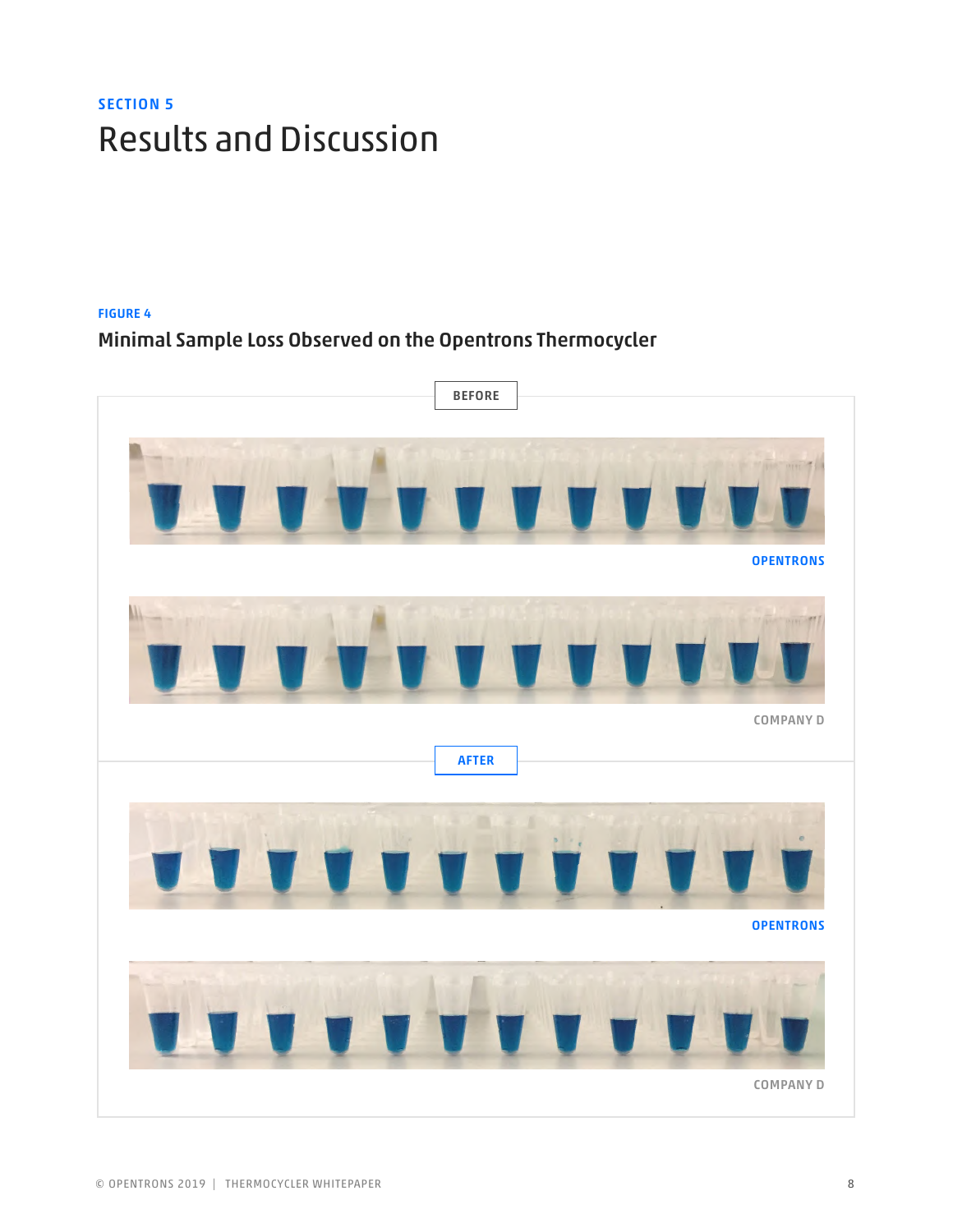SECTION 5

# Results and Discussion

FIGURE 4

### Minimal Sample Loss Observed on the Opentrons Thermocycler

BEFORE

OPENTRONS

COMPANY D

AFTER

OPENTRONS

COMPANY D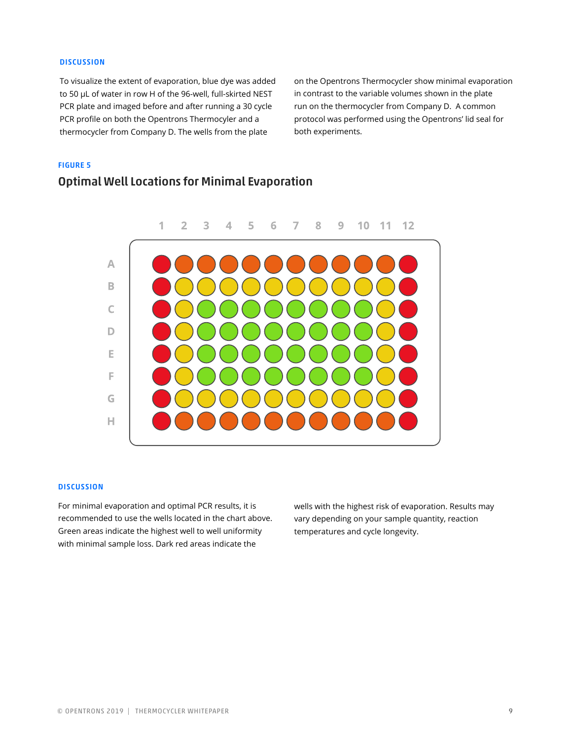### DISCUSSION

To visualize the extent of evaporation, blue dye was added to 50 µL of water in row H of the 96-well, full-skirted NEST PCR plate and imaged before and after running a 30 cycle PCR profile on both the Opentrons Thermocycler and a thermocycler from Company D. The wells from the plate on the Opentrons Thermocycler show minimal evaporation in contrast to the variable volumes shown in the plate run on the thermocycler from Company D. A common protocol was performed using the Opentrons' lid seal for both experiments.

**FIGURE 5**

## Optimal Well Locations for Minimal Evaporation

### DISCUSSION

For minimal evaporation and optimal PCR results, it is recommended to use the wells located in the chart above. Green areas indicate the highest well to well uniformity with minimal sample loss. Dark red areas indicate the wells with the highest risk of evaporation. Results may vary depending on your sample quantity, reaction temperatures and cycle longevity.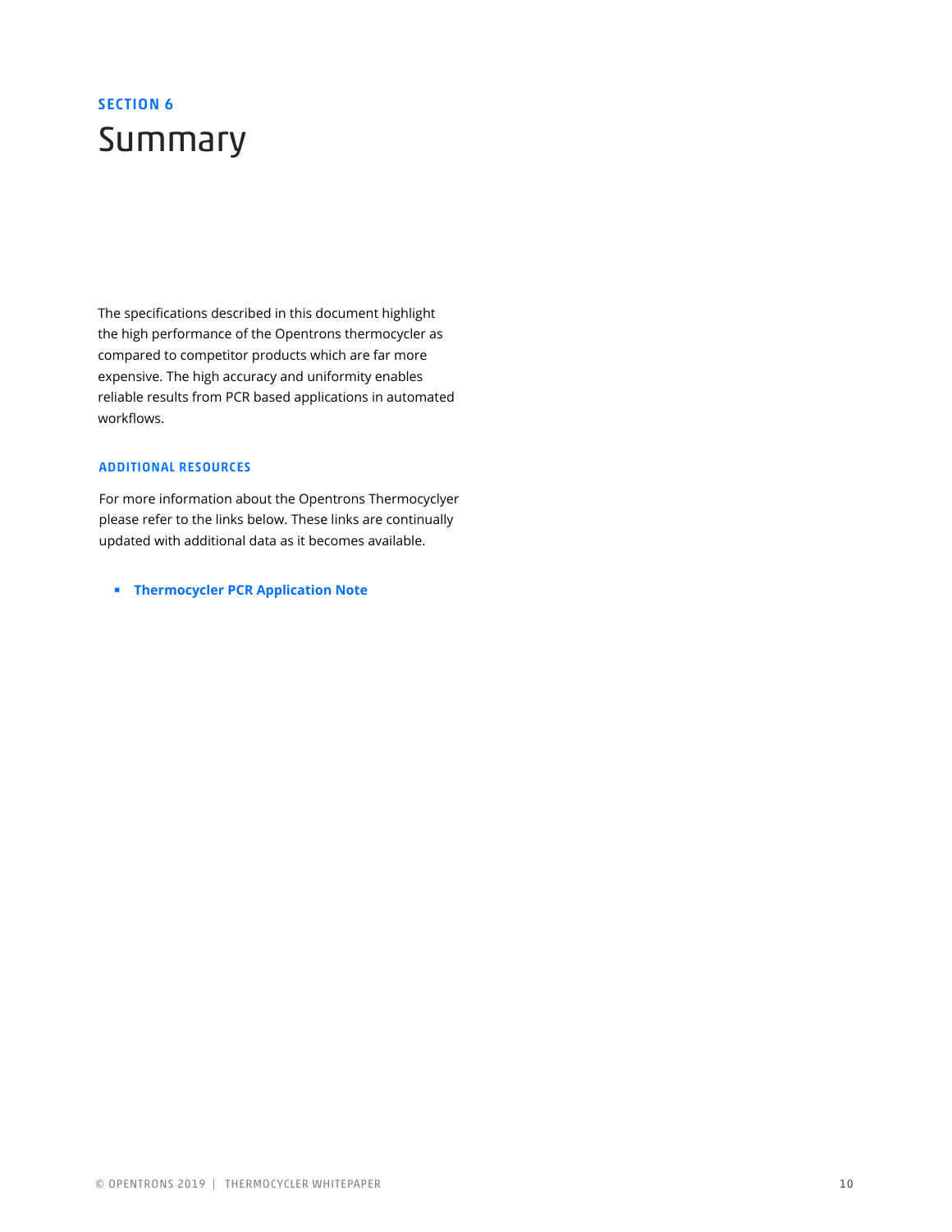**SECTION 6**

# Summary

The specifications described in this document highlight the high performance of the Opentrons thermocycler as compared to competitor products which are far more expensive. The high accuracy and uniformity enables reliable results from PCR based applications in automated workflows.

### ADDITIONAL RESOURCES

For more information about the Opentrons Thermocyclyer please refer to the links below. These links are continually updated with additional data as it becomes available.

- **Thermocycler PCR Application Note**